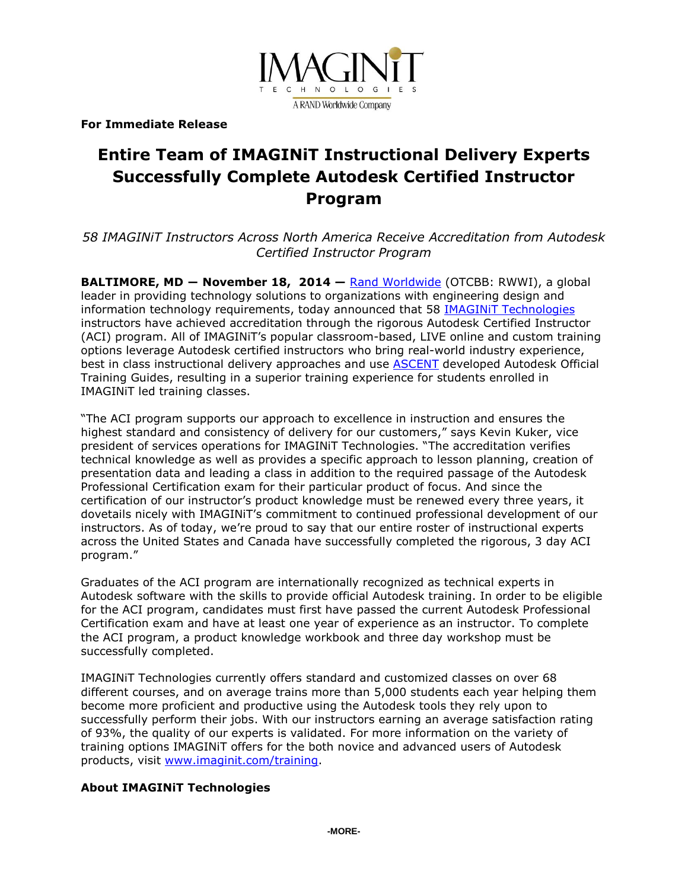IMAGINiT TECHNOLOGIES

A RAND Worldwide Company

**For Immediate Release**

# Entire Team of IMAGINiT Instructional Delivery Experts Successfully Complete Autodesk Certified Instructor Program

*58 IMAGINiT Instructors Across North America Receive Accreditation from Autodesk Certified Instructor Program*

**BALTIMORE, MD — November 18, 2014 —** Rand Worldwide (OTCBB: RWWI), a global leader in providing technology solutions to organizations with engineering design and information technology requirements, today announced that 58 IMAGINiT Technologies instructors have achieved accreditation through the rigorous Autodesk Certified Instructor (ACI) program. All of IMAGINiT's popular classroom-based, LIVE online and custom training options leverage Autodesk certified instructors who bring real-world industry experience, best in class instructional delivery approaches and use ASCENT developed Autodesk Official Training Guides, resulting in a superior training experience for students enrolled in IMAGINiT led training classes.

"The ACI program supports our approach to excellence in instruction and ensures the highest standard and consistency of delivery for our customers," says Kevin Kuker, vice president of services operations for IMAGINiT Technologies. "The accreditation verifies technical knowledge as well as provides a specific approach to lesson planning, creation of presentation data and leading a class in addition to the required passage of the Autodesk Professional Certification exam for their particular product of focus. And since the certification of our instructor's product knowledge must be renewed every three years, it dovetails nicely with IMAGINiT's commitment to continued professional development of our instructors. As of today, we're proud to say that our entire roster of instructional experts across the United States and Canada have successfully completed the rigorous, 3 day ACI program."

Graduates of the ACI program are internationally recognized as technical experts in Autodesk software with the skills to provide official Autodesk training. In order to be eligible for the ACI program, candidates must first have passed the current Autodesk Professional Certification exam and have at least one year of experience as an instructor. To complete the ACI program, a product knowledge workbook and three day workshop must be successfully completed.

IMAGINiT Technologies currently offers standard and customized classes on over 68 different courses, and on average trains more than 5,000 students each year helping them become more proficient and productive using the Autodesk tools they rely upon to successfully perform their jobs. With our instructors earning an average satisfaction rating of 93%, the quality of our experts is validated. For more information on the variety of training options IMAGINiT offers for the both novice and advanced users of Autodesk products, visit www.imaginit.com/training.

**About IMAGINiT Technologies**

-MORE-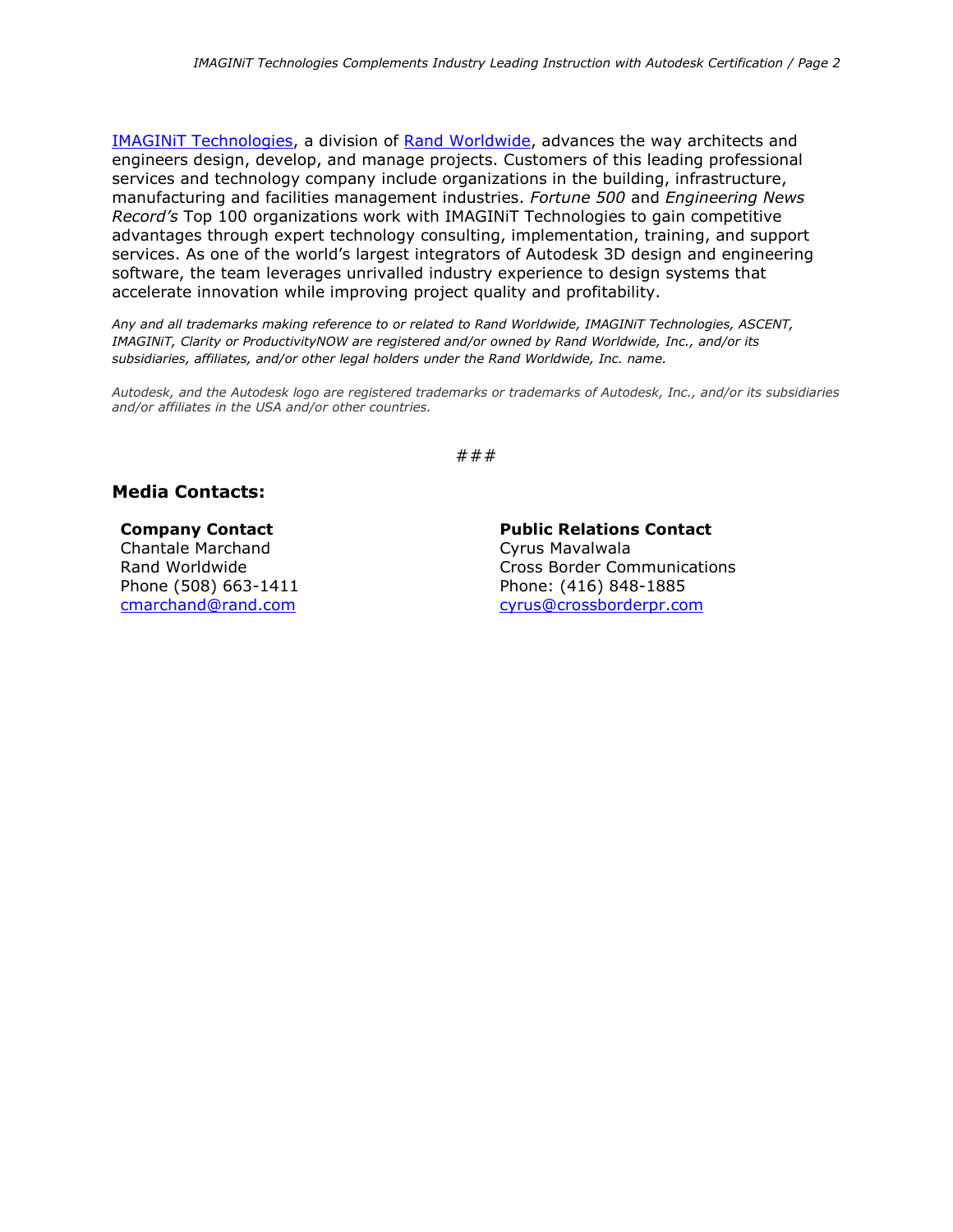[IMAGINiT Technologies](), a division of [Rand Worldwide](), advances the way architects and engineers design, develop, and manage projects. Customers of this leading professional services and technology company include organizations in the building, infrastructure, manufacturing and facilities management industries. *Fortune 500* and *Engineering News Record's* Top 100 organizations work with IMAGINiT Technologies to gain competitive advantages through expert technology consulting, implementation, training, and support services. As one of the world's largest integrators of Autodesk 3D design and engineering software, the team leverages unrivalled industry experience to design systems that accelerate innovation while improving project quality and profitability.

*Any and all trademarks making reference to or related to Rand Worldwide, IMAGINiT Technologies, ASCENT, IMAGINiT, Clarity or ProductivityNOW are registered and/or owned by Rand Worldwide, Inc., and/or its subsidiaries, affiliates, and/or other legal holders under the Rand Worldwide, Inc. name.*

*Autodesk, and the Autodesk logo are registered trademarks or trademarks of Autodesk, Inc., and/or its subsidiaries and/or affiliates in the USA and/or other countries.*

###

## Media Contacts:

**Company Contact**
Chantale Marchand
Rand Worldwide
Phone (508) 663-1411
cmarchand@rand.com

**Public Relations Contact**
Cyrus Mavalwala
Cross Border Communications
Phone: (416) 848-1885
cyrus@crossborderpr.com